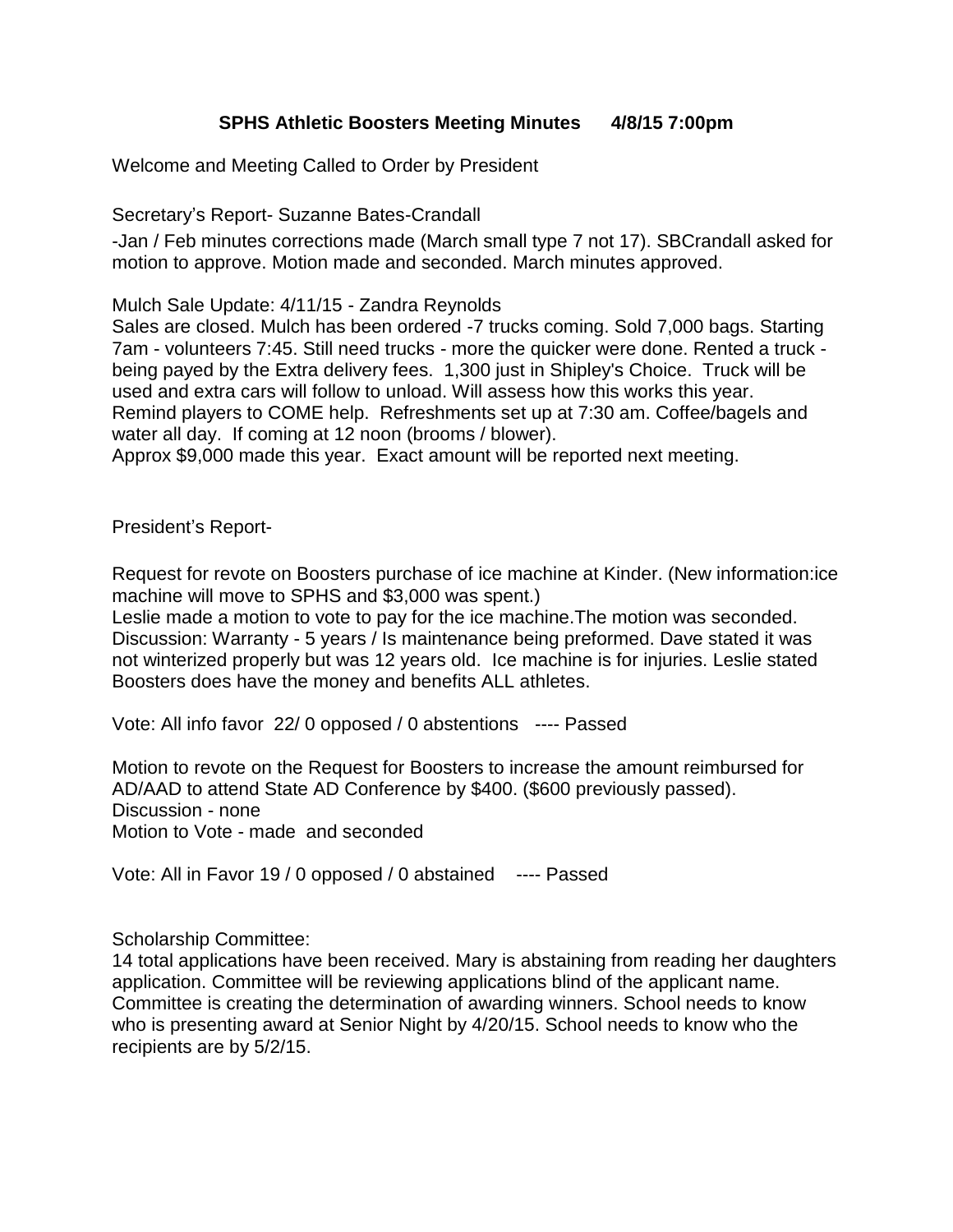# SPHS Athletic Boosters Meeting Minutes      4/8/15 7:00pm

Welcome and Meeting Called to Order by President

Secretary's Report- Suzanne Bates-Crandall

-Jan / Feb minutes corrections made (March small type 7 not 17). SBCrandall asked for motion to approve. Motion made and seconded. March minutes approved.

Mulch Sale Update: 4/11/15 - Zandra Reynolds
Sales are closed. Mulch has been ordered -7 trucks coming. Sold 7,000 bags. Starting 7am - volunteers 7:45. Still need trucks - more the quicker were done. Rented a truck - being payed by the Extra delivery fees. 1,300 just in Shipley's Choice. Truck will be used and extra cars will follow to unload. Will assess how this works this year.
Remind players to COME help. Refreshments set up at 7:30 am. Coffee/bagels and water all day. If coming at 12 noon (brooms / blower).
Approx $9,000 made this year. Exact amount will be reported next meeting.

President's Report-

Request for revote on Boosters purchase of ice machine at Kinder. (New information:ice machine will move to SPHS and $3,000 was spent.)
Leslie made a motion to vote to pay for the ice machine.The motion was seconded.
Discussion: Warranty - 5 years / Is maintenance being preformed. Dave stated it was not winterized properly but was 12 years old. Ice machine is for injuries. Leslie stated Boosters does have the money and benefits ALL athletes.

Vote: All info favor 22/ 0 opposed / 0 abstentions ---- Passed

Motion to revote on the Request for Boosters to increase the amount reimbursed for AD/AAD to attend State AD Conference by $400. ($600 previously passed).
Discussion - none
Motion to Vote - made and seconded

Vote: All in Favor 19 / 0 opposed / 0 abstained ---- Passed

Scholarship Committee:
14 total applications have been received. Mary is abstaining from reading her daughters application. Committee will be reviewing applications blind of the applicant name. Committee is creating the determination of awarding winners. School needs to know who is presenting award at Senior Night by 4/20/15. School needs to know who the recipients are by 5/2/15.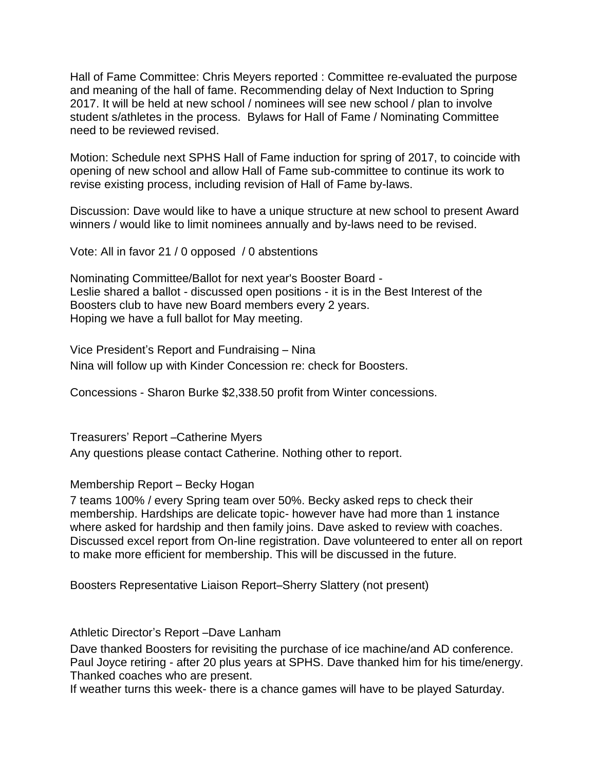Hall of Fame Committee: Chris Meyers reported : Committee re-evaluated the purpose and meaning of the hall of fame. Recommending delay of Next Induction to Spring 2017. It will be held at new school / nominees will see new school / plan to involve student s/athletes in the process. Bylaws for Hall of Fame / Nominating Committee need to be reviewed revised.

Motion: Schedule next SPHS Hall of Fame induction for spring of 2017, to coincide with opening of new school and allow Hall of Fame sub-committee to continue its work to revise existing process, including revision of Hall of Fame by-laws.

Discussion: Dave would like to have a unique structure at new school to present Award winners / would like to limit nominees annually and by-laws need to be revised.

Vote: All in favor 21 / 0 opposed / 0 abstentions

Nominating Committee/Ballot for next year's Booster Board -
Leslie shared a ballot - discussed open positions - it is in the Best Interest of the Boosters club to have new Board members every 2 years.
Hoping we have a full ballot for May meeting.

Vice President's Report and Fundraising – Nina
Nina will follow up with Kinder Concession re: check for Boosters.

Concessions - Sharon Burke $2,338.50 profit from Winter concessions.

Treasurers' Report –Catherine Myers
Any questions please contact Catherine. Nothing other to report.

Membership Report – Becky Hogan
7 teams 100% / every Spring team over 50%. Becky asked reps to check their membership. Hardships are delicate topic- however have had more than 1 instance where asked for hardship and then family joins. Dave asked to review with coaches. Discussed excel report from On-line registration. Dave volunteered to enter all on report to make more efficient for membership. This will be discussed in the future.

Boosters Representative Liaison Report–Sherry Slattery (not present)

Athletic Director's Report –Dave Lanham
Dave thanked Boosters for revisiting the purchase of ice machine/and AD conference.
Paul Joyce retiring - after 20 plus years at SPHS. Dave thanked him for his time/energy.
Thanked coaches who are present.
If weather turns this week- there is a chance games will have to be played Saturday.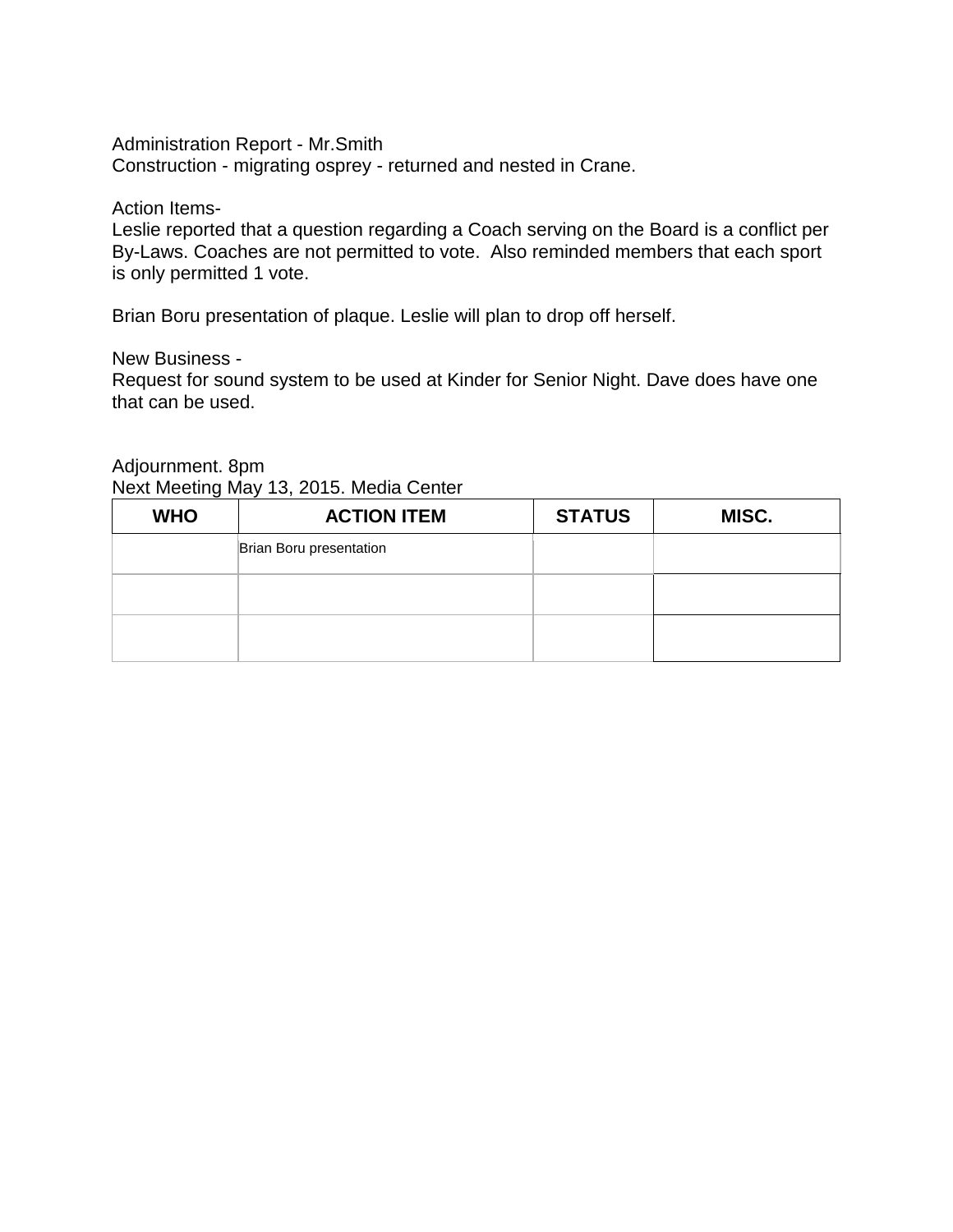Administration Report - Mr.Smith
Construction - migrating osprey - returned and nested in Crane.

Action Items-
Leslie reported that a question regarding a Coach serving on the Board is a conflict per By-Laws. Coaches are not permitted to vote. Also reminded members that each sport is only permitted 1 vote.

Brian Boru presentation of plaque. Leslie will plan to drop off herself.

New Business -
Request for sound system to be used at Kinder for Senior Night. Dave does have one that can be used.

Adjournment. 8pm
Next Meeting May 13, 2015. Media Center

| WHO | ACTION ITEM | STATUS | MISC. |
|---|---|---|---|
| | Brian Boru presentation | | |
| | | | |
| | | | |